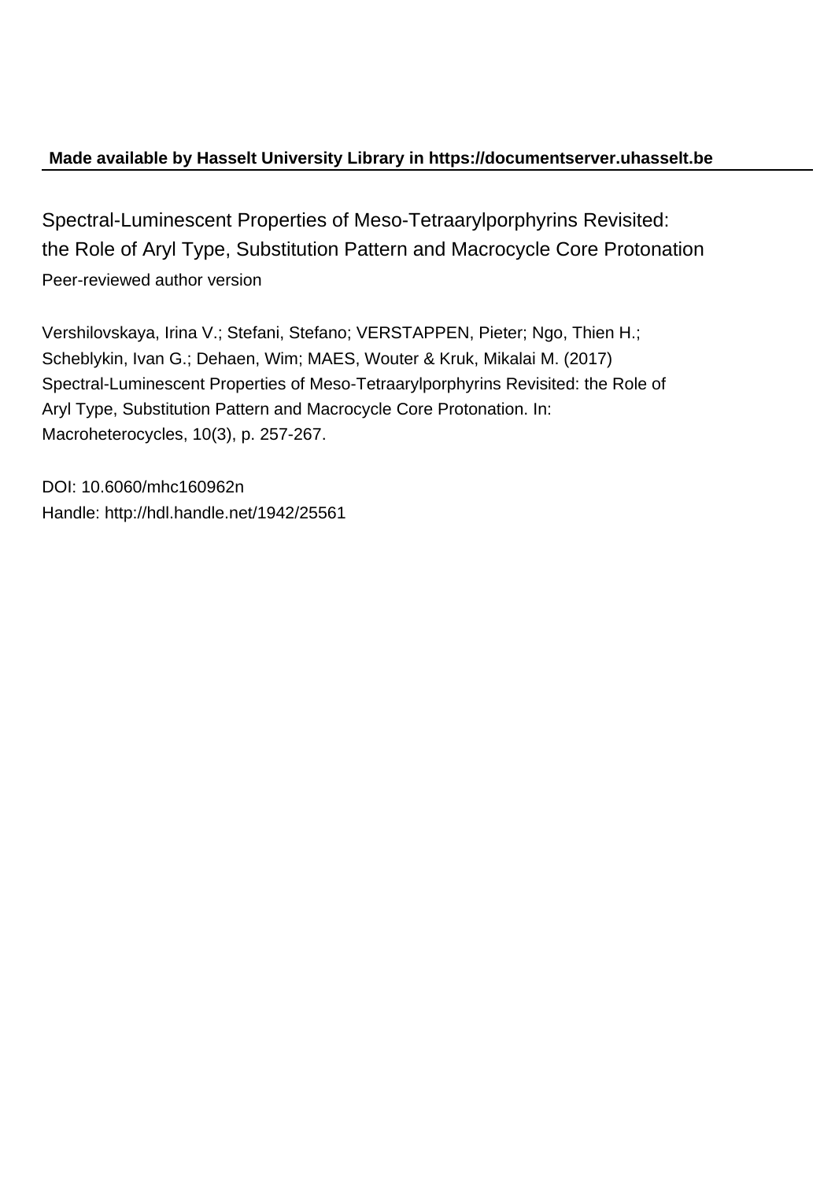**Made available by Hasselt University Library in https://documentserver.uhasselt.be**

Spectral-Luminescent Properties of Meso-Tetraarylporphyrins Revisited: the Role of Aryl Type, Substitution Pattern and Macrocycle Core Protonation

Peer-reviewed author version

Vershilovskaya, Irina V.; Stefani, Stefano; VERSTAPPEN, Pieter; Ngo, Thien H.; Scheblykin, Ivan G.; Dehaen, Wim; MAES, Wouter & Kruk, Mikalai M. (2017) Spectral-Luminescent Properties of Meso-Tetraarylporphyrins Revisited: the Role of Aryl Type, Substitution Pattern and Macrocycle Core Protonation. In: Macroheterocycles, 10(3), p. 257-267.

DOI: 10.6060/mhc160962n

Handle: http://hdl.handle.net/1942/25561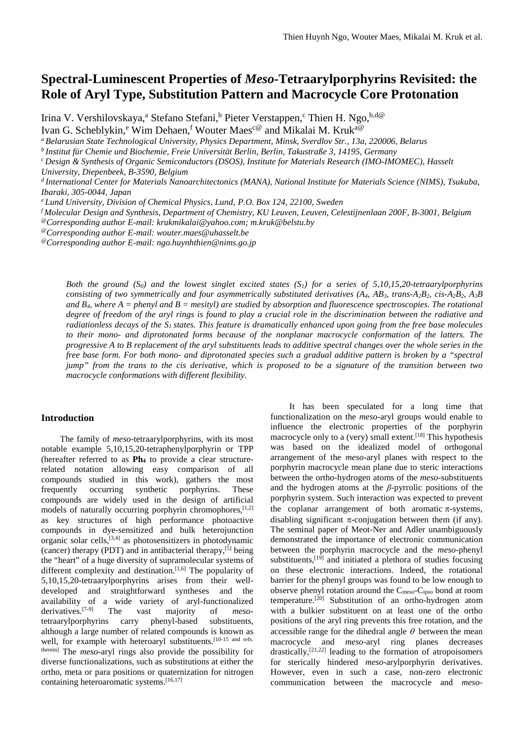# Spectral-Luminescent Properties of *Meso*-Tetraarylporphyrins Revisited: the Role of Aryl Type, Substitution Pattern and Macrocycle Core Protonation

Irina V. Vershilovskaya,[a] Stefano Stefani,[b] Pieter Verstappen,[c] Thien H. Ngo,[b,d@] Ivan G. Scheblykin,[e] Wim Dehaen,[f] Wouter Maes[c@] and Mikalai M. Kruk[a@]

[a] *Belarusian State Technological University, Physics Department, Minsk, Sverdlov Str., 13a, 220006, Belarus*

[b] *Institut für Chemie und Biochemie, Freie Universität Berlin, Berlin, Takustraße 3, 14195, Germany*

[c] *Design & Synthesis of Organic Semiconductors (DSOS), Institute for Materials Research (IMO-IMOMEC), Hasselt University, Diepenbeek, B-3590, Belgium*

[d] *International Center for Materials Nanoarchitectonics (MANA), National Institute for Materials Science (NIMS), Tsukuba, Ibaraki, 305-0044, Japan*

[e] *Lund University, Division of Chemical Physics, Lund, P.O. Box 124, 22100, Sweden*

[f] *Molecular Design and Synthesis, Department of Chemistry, KU Leuven, Leuven, Celestijnenlaan 200F, B-3001, Belgium*

[@] *Corresponding author E-mail: krukmikalai@yahoo.com; m.kruk@belstu.by*

[@] *Corresponding author E-mail: wouter.maes@uhasselt.be*

[@] *Corresponding author E-mail: ngo.huynhthien@nims.go.jp*

*Both the ground ($S_0$) and the lowest singlet excited states ($S_1$) for a series of 5,10,15,20-tetraarylporphyrins consisting of two symmetrically and four asymmetrically substituted derivatives ($A_4$, $AB_3$, trans-$A_2B_2$, cis-$A_2B_2$, $A_3B$ and $B_4$, where A = phenyl and B = mesityl) are studied by absorption and fluorescence spectroscopies. The rotational degree of freedom of the aryl rings is found to play a crucial role in the discrimination between the radiative and radiationless decays of the $S_1$ states. This feature is dramatically enhanced upon going from the free base molecules to their mono- and diprotonated forms because of the nonplanar macrocycle conformation of the latters. The progressive A to B replacement of the aryl substituents leads to additive spectral changes over the whole series in the free base form. For both mono- and diprotonated species such a gradual additive pattern is broken by a "spectral jump" from the trans to the cis derivative, which is proposed to be a signature of the transition between two macrocycle conformations with different flexibility.*

## Introduction

The family of *meso*-tetraarylporphyrins, with its most notable example 5,10,15,20-tetraphenylporphyrin or TPP (hereafter referred to as **$Ph_4$** to provide a clear structure-related notation allowing easy comparison of all compounds studied in this work), gathers the most frequently occurring synthetic porphyrins. These compounds are widely used in the design of artificial models of naturally occurring porphyrin chromophores,[1,2] as key structures of high performance photoactive compounds in dye-sensitized and bulk heterojunction organic solar cells,[3,4] as photosensitizers in photodynamic (cancer) therapy (PDT) and in antibacterial therapy,[5] being the "heart" of a huge diversity of supramolecular systems of different complexity and destination.[1,6] The popularity of 5,10,15,20-tetraarylporphyrins arises from their well-developed and straightforward syntheses and the availability of a wide variety of aryl-functionalized derivatives.[7-9] The vast majority of *meso*-tetraarylporphyrins carry phenyl-based substituents, although a large number of related compounds is known as well, for example with heteroaryl substituents.[10-15 and refs. therein] The *meso*-aryl rings also provide the possibility for diverse functionalizations, such as substitutions at either the ortho, meta or para positions or quaternization for nitrogen containing heteroaromatic systems.[16,17]

It has been speculated for a long time that functionalization on the *meso*-aryl groups would enable to influence the electronic properties of the porphyrin macrocycle only to a (very) small extent.[18] This hypothesis was based on the idealized model of orthogonal arrangement of the *meso*-aryl planes with respect to the porphyrin macrocycle mean plane due to steric interactions between the ortho-hydrogen atoms of the *meso*-substituents and the hydrogen atoms at the $\beta$-pyrrolic positions of the porphyrin system. Such interaction was expected to prevent the coplanar arrangement of both aromatic $\pi$-systems, disabling significant $\pi$-conjugation between them (if any). The seminal paper of Meot-Ner and Adler unambiguously demonstrated the importance of electronic communication between the porphyrin macrocycle and the *meso*-phenyl substituents,[19] and initiated a plethora of studies focusing on these electronic interactions. Indeed, the rotational barrier for the phenyl groups was found to be low enough to observe phenyl rotation around the $C_{meso}$-$C_{ipso}$ bond at room temperature.[20] Substitution of an ortho-hydrogen atom with a bulkier substituent on at least one of the ortho positions of the aryl ring prevents this free rotation, and the accessible range for the dihedral angle $\theta$ between the mean macrocycle and *meso*-aryl ring planes decreases drastically,[21,22] leading to the formation of atropoisomers for sterically hindered *meso*-arylporphyrin derivatives. However, even in such a case, non-zero electronic communication between the macrocycle and *meso*-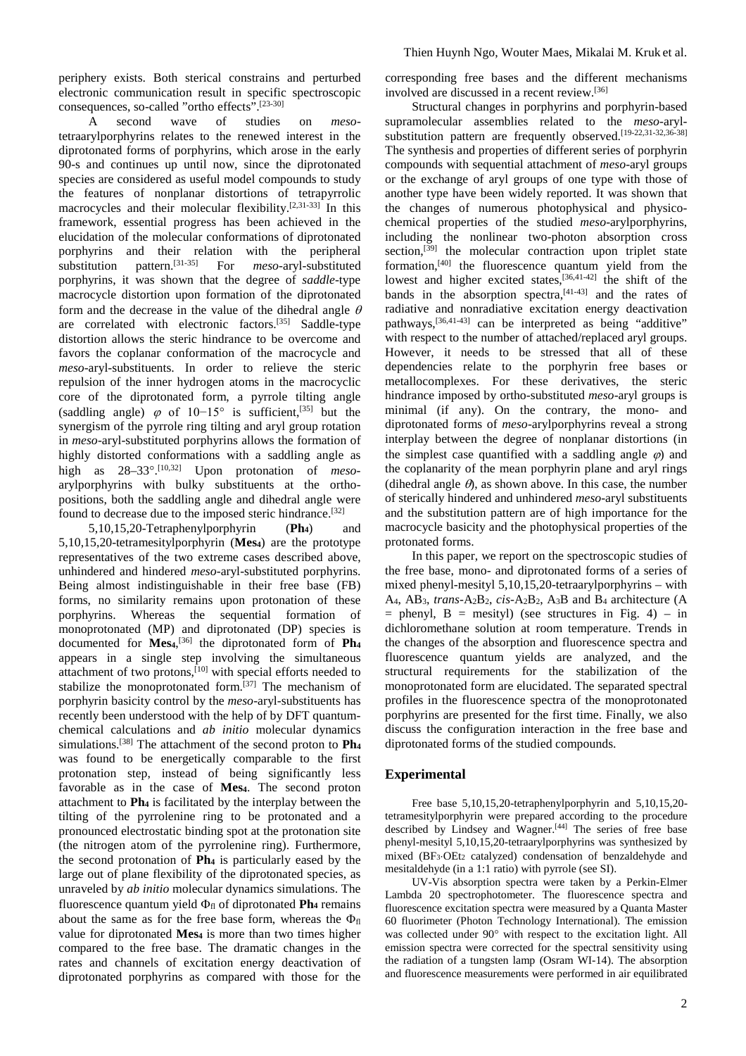periphery exists. Both sterical constrains and perturbed electronic communication result in specific spectroscopic consequences, so-called "ortho effects".[23-30]

A second wave of studies on *meso*-tetraarylporphyrins relates to the renewed interest in the diprotonated forms of porphyrins, which arose in the early 90-s and continues up until now, since the diprotonated species are considered as useful model compounds to study the features of nonplanar distortions of tetrapyrrolic macrocycles and their molecular flexibility.[2,31-33] In this framework, essential progress has been achieved in the elucidation of the molecular conformations of diprotonated porphyrins and their relation with the peripheral substitution pattern.[31-35] For *meso*-aryl-substituted porphyrins, it was shown that the degree of *saddle*-type macrocycle distortion upon formation of the diprotonated form and the decrease in the value of the dihedral angle $\theta$ are correlated with electronic factors.[35] Saddle-type distortion allows the steric hindrance to be overcome and favors the coplanar conformation of the macrocycle and *meso*-aryl-substituents. In order to relieve the steric repulsion of the inner hydrogen atoms in the macrocyclic core of the diprotonated form, a pyrrole tilting angle (saddling angle) $\varphi$ of 10−15° is sufficient,[35] but the synergism of the pyrrole ring tilting and aryl group rotation in *meso*-aryl-substituted porphyrins allows the formation of highly distorted conformations with a saddling angle as high as 28–33°.[10,32] Upon protonation of *meso*-arylporphyrins with bulky substituents at the ortho-positions, both the saddling angle and dihedral angle were found to decrease due to the imposed steric hindrance.[32]

5,10,15,20-Tetraphenylporphyrin (**Ph4**) and 5,10,15,20-tetramesitylporphyrin (**Mes4**) are the prototype representatives of the two extreme cases described above, unhindered and hindered *meso*-aryl-substituted porphyrins. Being almost indistinguishable in their free base (FB) forms, no similarity remains upon protonation of these porphyrins. Whereas the sequential formation of monoprotonated (MP) and diprotonated (DP) species is documented for **Mes4**,[36] the diprotonated form of **Ph4** appears in a single step involving the simultaneous attachment of two protons,[10] with special efforts needed to stabilize the monoprotonated form.[37] The mechanism of porphyrin basicity control by the *meso*-aryl-substituents has recently been understood with the help of by DFT quantum-chemical calculations and *ab initio* molecular dynamics simulations.[38] The attachment of the second proton to **Ph4** was found to be energetically comparable to the first protonation step, instead of being significantly less favorable as in the case of **Mes4**. The second proton attachment to **Ph4** is facilitated by the interplay between the tilting of the pyrrolenine ring to be protonated and a pronounced electrostatic binding spot at the protonation site (the nitrogen atom of the pyrrolenine ring). Furthermore, the second protonation of **Ph4** is particularly eased by the large out of plane flexibility of the diprotonated species, as unraveled by *ab initio* molecular dynamics simulations. The fluorescence quantum yield $\Phi_{fl}$ of diprotonated **Ph4** remains about the same as for the free base form, whereas the $\Phi_{fl}$ value for diprotonated **Mes4** is more than two times higher compared to the free base. The dramatic changes in the rates and channels of excitation energy deactivation of diprotonated porphyrins as compared with those for the corresponding free bases and the different mechanisms involved are discussed in a recent review.[36]

Structural changes in porphyrins and porphyrin-based supramolecular assemblies related to the *meso*-aryl-substitution pattern are frequently observed.[19-22,31-32,36-38] The synthesis and properties of different series of porphyrin compounds with sequential attachment of *meso*-aryl groups or the exchange of aryl groups of one type with those of another type have been widely reported. It was shown that the changes of numerous photophysical and physico-chemical properties of the studied *meso*-arylporphyrins, including the nonlinear two-photon absorption cross section,[39] the molecular contraction upon triplet state formation,[40] the fluorescence quantum yield from the lowest and higher excited states,[36,41-42] the shift of the bands in the absorption spectra,[41-43] and the rates of radiative and nonradiative excitation energy deactivation pathways,[36,41-43] can be interpreted as being "additive" with respect to the number of attached/replaced aryl groups. However, it needs to be stressed that all of these dependencies relate to the porphyrin free bases or metallocomplexes. For these derivatives, the steric hindrance imposed by ortho-substituted *meso*-aryl groups is minimal (if any). On the contrary, the mono- and diprotonated forms of *meso*-arylporphyrins reveal a strong interplay between the degree of nonplanar distortions (in the simplest case quantified with a saddling angle $\varphi$) and the coplanarity of the mean porphyrin plane and aryl rings (dihedral angle $\theta$), as shown above. In this case, the number of sterically hindered and unhindered *meso*-aryl substituents and the substitution pattern are of high importance for the macrocycle basicity and the photophysical properties of the protonated forms.

In this paper, we report on the spectroscopic studies of the free base, mono- and diprotonated forms of a series of mixed phenyl-mesityl 5,10,15,20-tetraarylporphyrins – with $A_4$, $AB_3$, *trans*-$A_2B_2$, *cis*-$A_2B_2$, $A_3B$ and $B_4$ architecture (A = phenyl, B = mesityl) (see structures in Fig. 4) – in dichloromethane solution at room temperature. Trends in the changes of the absorption and fluorescence spectra and fluorescence quantum yields are analyzed, and the structural requirements for the stabilization of the monoprotonated form are elucidated. The separated spectral profiles in the fluorescence spectra of the monoprotonated porphyrins are presented for the first time. Finally, we also discuss the configuration interaction in the free base and diprotonated forms of the studied compounds.

## Experimental

Free base 5,10,15,20-tetraphenylporphyrin and 5,10,15,20-tetramesitylporphyrin were prepared according to the procedure described by Lindsey and Wagner.[44] The series of free base phenyl-mesityl 5,10,15,20-tetraarylporphyrins was synthesized by mixed ($BF_3{\cdot}OEt_2$ catalyzed) condensation of benzaldehyde and mesitaldehyde (in a 1:1 ratio) with pyrrole (see SI).

UV-Vis absorption spectra were taken by a Perkin-Elmer Lambda 20 spectrophotometer. The fluorescence spectra and fluorescence excitation spectra were measured by a Quanta Master 60 fluorimeter (Photon Technology International). The emission was collected under 90° with respect to the excitation light. All emission spectra were corrected for the spectral sensitivity using the radiation of a tungsten lamp (Osram WI-14). The absorption and fluorescence measurements were performed in air equilibrated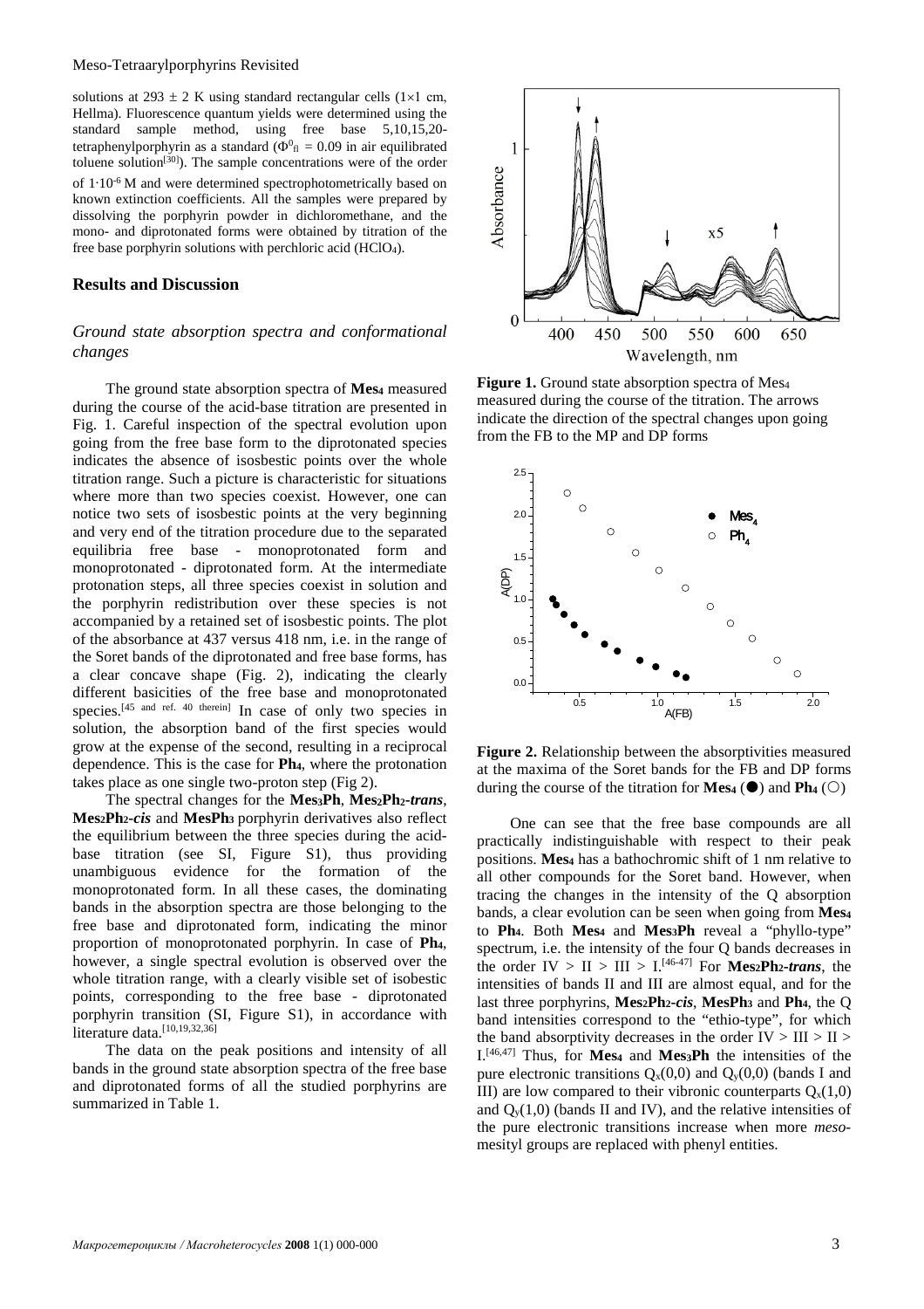solutions at 293 ± 2 K using standard rectangular cells (1×1 cm, Hellma). Fluorescence quantum yields were determined using the standard sample method, using free base 5,10,15,20-tetraphenylporphyrin as a standard ($\Phi^0_{fl}$ = 0.09 in air equilibrated toluene solution[30]). The sample concentrations were of the order of $1 \cdot 10^{-6}$ M and were determined spectrophotometrically based on known extinction coefficients. All the samples were prepared by dissolving the porphyrin powder in dichloromethane, and the mono- and diprotonated forms were obtained by titration of the free base porphyrin solutions with perchloric acid ($HClO_4$).

## Results and Discussion

### *Ground state absorption spectra and conformational changes*

The ground state absorption spectra of **Mes$_4$** measured during the course of the acid-base titration are presented in Fig. 1. Careful inspection of the spectral evolution upon going from the free base form to the diprotonated species indicates the absence of isosbestic points over the whole titration range. Such a picture is characteristic for situations where more than two species coexist. However, one can notice two sets of isosbestic points at the very beginning and very end of the titration procedure due to the separated equilibria free base - monoprotonated form and monoprotonated - diprotonated form. At the intermediate protonation steps, all three species coexist in solution and the porphyrin redistribution over these species is not accompanied by a retained set of isosbestic points. The plot of the absorbance at 437 versus 418 nm, i.e. in the range of the Soret bands of the diprotonated and free base forms, has a clear concave shape (Fig. 2), indicating the clearly different basicities of the free base and monoprotonated species.[45 and ref. 40 therein] In case of only two species in solution, the absorption band of the first species would grow at the expense of the second, resulting in a reciprocal dependence. This is the case for **Ph$_4$**, where the protonation takes place as one single two-proton step (Fig 2).

The spectral changes for the **Mes$_3$Ph**, **Mes$_2$Ph$_2$-*trans***, **Mes$_2$Ph$_2$-*cis*** and **MesPh$_3$** porphyrin derivatives also reflect the equilibrium between the three species during the acid-base titration (see SI, Figure S1), thus providing unambiguous evidence for the formation of the monoprotonated form. In all these cases, the dominating bands in the absorption spectra are those belonging to the free base and diprotonated form, indicating the minor proportion of monoprotonated porphyrin. In case of **Ph$_4$**, however, a single spectral evolution is observed over the whole titration range, with a clearly visible set of isobestic points, corresponding to the free base - diprotonated porphyrin transition (SI, Figure S1), in accordance with literature data.[10,19,32,36]

The data on the peak positions and intensity of all bands in the ground state absorption spectra of the free base and diprotonated forms of all the studied porphyrins are summarized in Table 1.

**Figure 1.** Ground state absorption spectra of Mes$_4$ measured during the course of the titration. The arrows indicate the direction of the spectral changes upon going from the FB to the MP and DP forms

**Figure 2.** Relationship between the absorptivities measured at the maxima of the Soret bands for the FB and DP forms during the course of the titration for **Mes$_4$** (●) and **Ph$_4$** (○)

One can see that the free base compounds are all practically indistinguishable with respect to their peak positions. **Mes$_4$** has a bathochromic shift of 1 nm relative to all other compounds for the Soret band. However, when tracing the changes in the intensity of the Q absorption bands, a clear evolution can be seen when going from **Mes$_4$** to **Ph$_4$**. Both **Mes$_4$** and **Mes$_3$Ph** reveal a "phyllo-type" spectrum, i.e. the intensity of the four Q bands decreases in the order IV > II > III > I.[46-47] For **Mes$_2$Ph$_2$-*trans***, the intensities of bands II and III are almost equal, and for the last three porphyrins, **Mes$_2$Ph$_2$-*cis***, **MesPh$_3$** and **Ph$_4$**, the Q band intensities correspond to the "ethio-type", for which the band absorptivity decreases in the order IV > III > II > I.[46,47] Thus, for **Mes$_4$** and **Mes$_3$Ph** the intensities of the pure electronic transitions $Q_x(0,0)$ and $Q_y(0,0)$ (bands I and III) are low compared to their vibronic counterparts $Q_x(1,0)$ and $Q_y(1,0)$ (bands II and IV), and the relative intensities of the pure electronic transitions increase when more *meso*-mesityl groups are replaced with phenyl entities.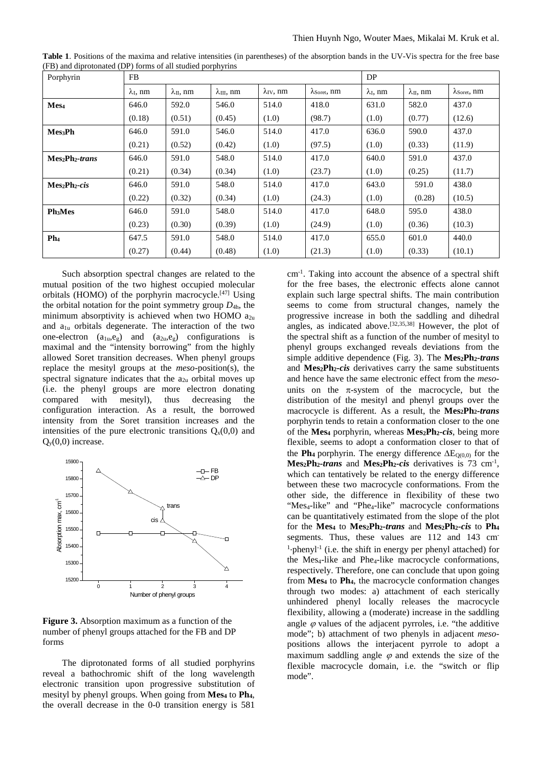**Table 1**. Positions of the maxima and relative intensities (in parentheses) of the absorption bands in the UV-Vis spectra for the free base (FB) and diprotonated (DP) forms of all studied porphyrins

| Porphyrin | FB | | | | | DP | | |
|---|---|---|---|---|---|---|---|---|
| | $\lambda_{I}$, nm | $\lambda_{II}$, nm | $\lambda_{III}$, nm | $\lambda_{IV}$, nm | $\lambda_{Soret}$, nm | $\lambda_{I}$, nm | $\lambda_{II}$, nm | $\lambda_{Soret}$, nm |
| **Mes₄** | 646.0 (0.18) | 592.0 (0.51) | 546.0 (0.45) | 514.0 (1.0) | 418.0 (98.7) | 631.0 (1.0) | 582.0 (0.77) | 437.0 (12.6) |
| **Mes₃Ph** | 646.0 (0.21) | 591.0 (0.52) | 546.0 (0.42) | 514.0 (1.0) | 417.0 (97.5) | 636.0 (1.0) | 590.0 (0.33) | 437.0 (11.9) |
| **Mes₂Ph₂-*trans*** | 646.0 (0.21) | 591.0 (0.34) | 548.0 (0.34) | 514.0 (1.0) | 417.0 (23.7) | 640.0 (1.0) | 591.0 (0.25) | 437.0 (11.7) |
| **Mes₂Ph₂-*cis*** | 646.0 (0.22) | 591.0 (0.32) | 548.0 (0.34) | 514.0 (1.0) | 417.0 (24.3) | 643.0 (1.0) | 591.0 (0.28) | 438.0 (10.5) |
| **Ph₃Mes** | 646.0 (0.23) | 591.0 (0.30) | 548.0 (0.39) | 514.0 (1.0) | 417.0 (24.9) | 648.0 (1.0) | 595.0 (0.36) | 438.0 (10.3) |
| **Ph₄** | 647.5 (0.27) | 591.0 (0.44) | 548.0 (0.48) | 514.0 (1.0) | 417.0 (21.3) | 655.0 (1.0) | 601.0 (0.33) | 440.0 (10.1) |

Such absorption spectral changes are related to the mutual position of the two highest occupied molecular orbitals (HOMO) of the porphyrin macrocycle.[47] Using the orbital notation for the point symmetry group $D_{4h}$, the minimum absorptivity is achieved when two HOMO $a_{2u}$ and $a_{1u}$ orbitals degenerate. The interaction of the two one-electron $(a_{1u},e_g)$ and $(a_{2u},e_g)$ configurations is maximal and the "intensity borrowing" from the highly allowed Soret transition decreases. When phenyl groups replace the mesityl groups at the *meso*-position(s), the spectral signature indicates that the $a_{2u}$ orbital moves up (i.e. the phenyl groups are more electron donating compared with mesityl), thus decreasing the configuration interaction. As a result, the borrowed intensity from the Soret transition increases and the intensities of the pure electronic transitions $Q_x(0,0)$ and $Q_y(0,0)$ increase.

**Figure 3.** Absorption maximum as a function of the number of phenyl groups attached for the FB and DP forms

The diprotonated forms of all studied porphyrins reveal a bathochromic shift of the long wavelength electronic transition upon progressive substitution of mesityl by phenyl groups. When going from **Mes₄** to **Ph₄**, the overall decrease in the 0-0 transition energy is 581 cm$^{-1}$. Taking into account the absence of a spectral shift for the free bases, the electronic effects alone cannot explain such large spectral shifts. The main contribution seems to come from structural changes, namely the progressive increase in both the saddling and dihedral angles, as indicated above.[32,35,38] However, the plot of the spectral shift as a function of the number of mesityl to phenyl groups exchanged reveals deviations from the simple additive dependence (Fig. 3). The **Mes₂Ph₂-*trans*** and **Mes₂Ph₂-*cis*** derivatives carry the same substituents and hence have the same electronic effect from the *meso*-units on the π-system of the macrocycle, but the distribution of the mesityl and phenyl groups over the macrocycle is different. As a result, the **Mes₂Ph₂-*trans*** porphyrin tends to retain a conformation closer to the one of the **Mes₄** porphyrin, whereas **Mes₂Ph₂-*cis***, being more flexible, seems to adopt a conformation closer to that of the **Ph₄** porphyrin. The energy difference $\Delta E_{Q(0,0)}$ for the **Mes₂Ph₂-*trans*** and **Mes₂Ph₂-*cis*** derivatives is 73 cm$^{-1}$, which can tentatively be related to the energy difference between these two macrocycle conformations. From the other side, the difference in flexibility of these two "Mes₄-like" and "Phe₄-like" macrocycle conformations can be quantitatively estimated from the slope of the plot for the **Mes₄** to **Mes₂Ph₂-*trans*** and **Mes₂Ph₂-*cis*** to **Ph₄** segments. Thus, these values are 112 and 143 cm$^{-1}$·phenyl$^{-1}$ (i.e. the shift in energy per phenyl attached) for the Mes₄-like and Phe₄-like macrocycle conformations, respectively. Therefore, one can conclude that upon going from **Mes₄** to **Ph₄**, the macrocycle conformation changes through two modes: a) attachment of each sterically unhindered phenyl locally releases the macrocycle flexibility, allowing a (moderate) increase in the saddling angle $\varphi$ values of the adjacent pyrroles, i.e. "the additive mode"; b) attachment of two phenyls in adjacent *meso*-positions allows the interjacent pyrrole to adopt a maximum saddling angle $\varphi$ and extends the size of the flexible macrocycle domain, i.e. the "switch or flip mode".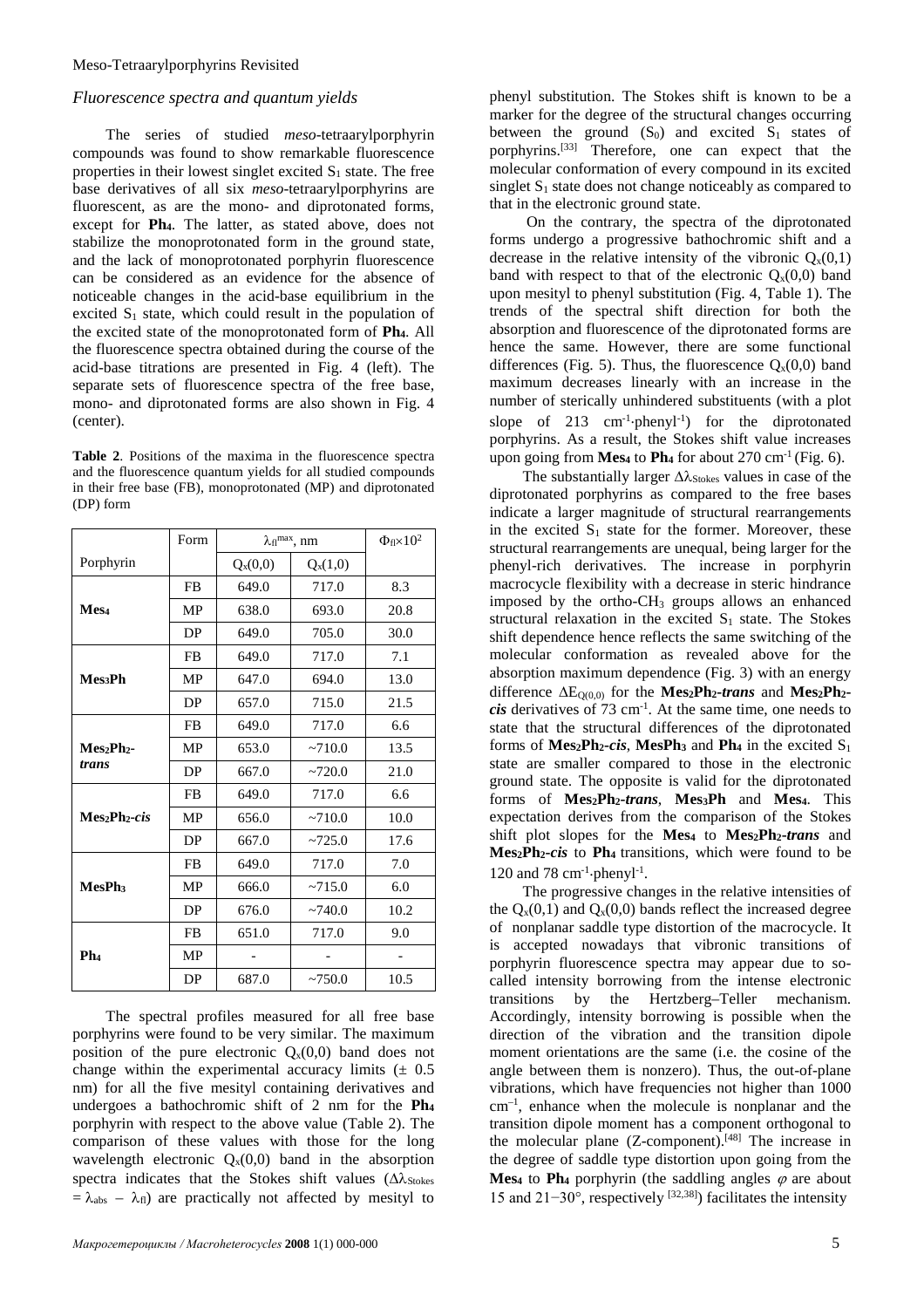### *Fluorescence spectra and quantum yields*

The series of studied *meso*-tetraarylporphyrin compounds was found to show remarkable fluorescence properties in their lowest singlet excited $S_1$ state. The free base derivatives of all six *meso*-tetraarylporphyrins are fluorescent, as are the mono- and diprotonated forms, except for **Ph$_4$**. The latter, as stated above, does not stabilize the monoprotonated form in the ground state, and the lack of monoprotonated porphyrin fluorescence can be considered as an evidence for the absence of noticeable changes in the acid-base equilibrium in the excited $S_1$ state, which could result in the population of the excited state of the monoprotonated form of **Ph$_4$**. All the fluorescence spectra obtained during the course of the acid-base titrations are presented in Fig. 4 (left). The separate sets of fluorescence spectra of the free base, mono- and diprotonated forms are also shown in Fig. 4 (center).

**Table 2**. Positions of the maxima in the fluorescence spectra and the fluorescence quantum yields for all studied compounds in their free base (FB), monoprotonated (MP) and diprotonated (DP) form

| Porphyrin | Form | $\lambda_{fl}^{max}$, nm | | $\Phi_{fl}\times10^2$ |
|---|---|---|---|---|
| | | $Q_x(0,0)$ | $Q_x(1,0)$ | |
| **Mes$_4$** | FB | 649.0 | 717.0 | 8.3 |
| | MP | 638.0 | 693.0 | 20.8 |
| | DP | 649.0 | 705.0 | 30.0 |
| **Mes$_3$Ph** | FB | 649.0 | 717.0 | 7.1 |
| | MP | 647.0 | 694.0 | 13.0 |
| | DP | 657.0 | 715.0 | 21.5 |
| **Mes$_2$Ph$_2$-*trans*** | FB | 649.0 | 717.0 | 6.6 |
| | MP | 653.0 | ~710.0 | 13.5 |
| | DP | 667.0 | ~720.0 | 21.0 |
| **Mes$_2$Ph$_2$-*cis*** | FB | 649.0 | 717.0 | 6.6 |
| | MP | 656.0 | ~710.0 | 10.0 |
| | DP | 667.0 | ~725.0 | 17.6 |
| **MesPh$_3$** | FB | 649.0 | 717.0 | 7.0 |
| | MP | 666.0 | ~715.0 | 6.0 |
| | DP | 676.0 | ~740.0 | 10.2 |
| **Ph$_4$** | FB | 651.0 | 717.0 | 9.0 |
| | MP | - | - | - |
| | DP | 687.0 | ~750.0 | 10.5 |

The spectral profiles measured for all free base porphyrins were found to be very similar. The maximum position of the pure electronic $Q_x(0,0)$ band does not change within the experimental accuracy limits (± 0.5 nm) for all the five mesityl containing derivatives and undergoes a bathochromic shift of 2 nm for the **Ph$_4$** porphyrin with respect to the above value (Table 2). The comparison of these values with those for the long wavelength electronic $Q_x(0,0)$ band in the absorption spectra indicates that the Stokes shift values ($\Delta\lambda_{Stokes} = \lambda_{abs} - \lambda_{fl}$) are practically not affected by mesityl to phenyl substitution. The Stokes shift is known to be a marker for the degree of the structural changes occurring between the ground ($S_0$) and excited $S_1$ states of porphyrins.[33] Therefore, one can expect that the molecular conformation of every compound in its excited singlet $S_1$ state does not change noticeably as compared to that in the electronic ground state.

On the contrary, the spectra of the diprotonated forms undergo a progressive bathochromic shift and a decrease in the relative intensity of the vibronic $Q_x(0,1)$ band with respect to that of the electronic $Q_x(0,0)$ band upon mesityl to phenyl substitution (Fig. 4, Table 1). The trends of the spectral shift direction for both the absorption and fluorescence of the diprotonated forms are hence the same. However, there are some functional differences (Fig. 5). Thus, the fluorescence $Q_x(0,0)$ band maximum decreases linearly with an increase in the number of sterically unhindered substituents (with a plot slope of 213 $cm^{-1}\cdot phenyl^{-1}$) for the diprotonated porphyrins. As a result, the Stokes shift value increases upon going from **Mes$_4$** to **Ph$_4$** for about 270 $cm^{-1}$ (Fig. 6).

The substantially larger $\Delta\lambda_{Stokes}$ values in case of the diprotonated porphyrins as compared to the free bases indicate a larger magnitude of structural rearrangements in the excited $S_1$ state for the former. Moreover, these structural rearrangements are unequal, being larger for the phenyl-rich derivatives. The increase in porphyrin macrocycle flexibility with a decrease in steric hindrance imposed by the ortho-$CH_3$ groups allows an enhanced structural relaxation in the excited $S_1$ state. The Stokes shift dependence hence reflects the same switching of the molecular conformation as revealed above for the absorption maximum dependence (Fig. 3) with an energy difference $\Delta E_{Q(0,0)}$ for the **Mes$_2$Ph$_2$-*trans*** and **Mes$_2$Ph$_2$-*cis*** derivatives of 73 $cm^{-1}$. At the same time, one needs to state that the structural differences of the diprotonated forms of **Mes$_2$Ph$_2$-*cis***, **MesPh$_3$** and **Ph$_4$** in the excited $S_1$ state are smaller compared to those in the electronic ground state. The opposite is valid for the diprotonated forms of **Mes$_2$Ph$_2$-*trans***, **Mes$_3$Ph** and **Mes$_4$**. This expectation derives from the comparison of the Stokes shift plot slopes for the **Mes$_4$** to **Mes$_2$Ph$_2$-*trans*** and **Mes$_2$Ph$_2$-*cis*** to **Ph$_4$** transitions, which were found to be 120 and 78 $cm^{-1}\cdot phenyl^{-1}$.

The progressive changes in the relative intensities of the $Q_x(0,1)$ and $Q_x(0,0)$ bands reflect the increased degree of nonplanar saddle type distortion of the macrocycle. It is accepted nowadays that vibronic transitions of porphyrin fluorescence spectra may appear due to so-called intensity borrowing from the intense electronic transitions by the Hertzberg–Teller mechanism. Accordingly, intensity borrowing is possible when the direction of the vibration and the transition dipole moment orientations are the same (i.e. the cosine of the angle between them is nonzero). Thus, the out-of-plane vibrations, which have frequencies not higher than 1000 $cm^{-1}$, enhance when the molecule is nonplanar and the transition dipole moment has a component orthogonal to the molecular plane (Z-component).[48] The increase in the degree of saddle type distortion upon going from the **Mes$_4$** to **Ph$_4$** porphyrin (the saddling angles $\varphi$ are about 15 and 21−30°, respectively [32,38]) facilitates the intensity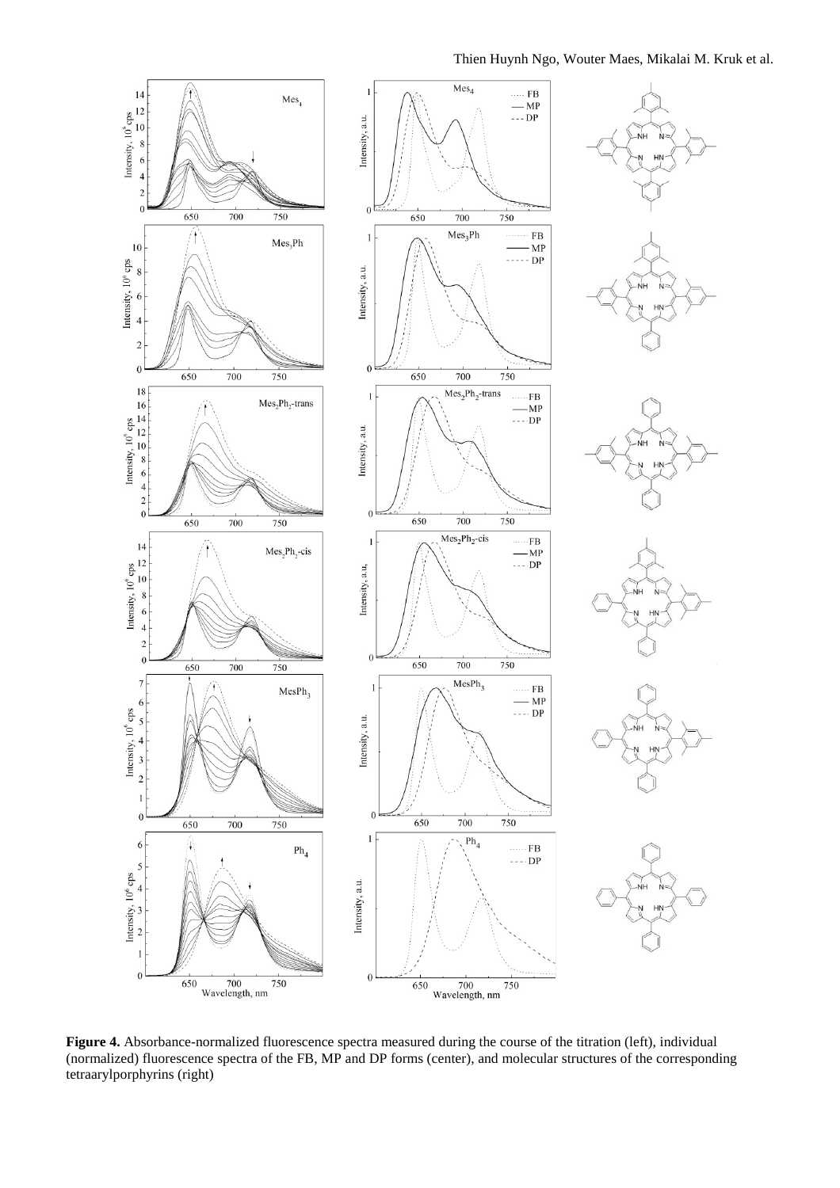**Figure 4.** Absorbance-normalized fluorescence spectra measured during the course of the titration (left), individual (normalized) fluorescence spectra of the FB, MP and DP forms (center), and molecular structures of the corresponding tetraarylporphyrins (right)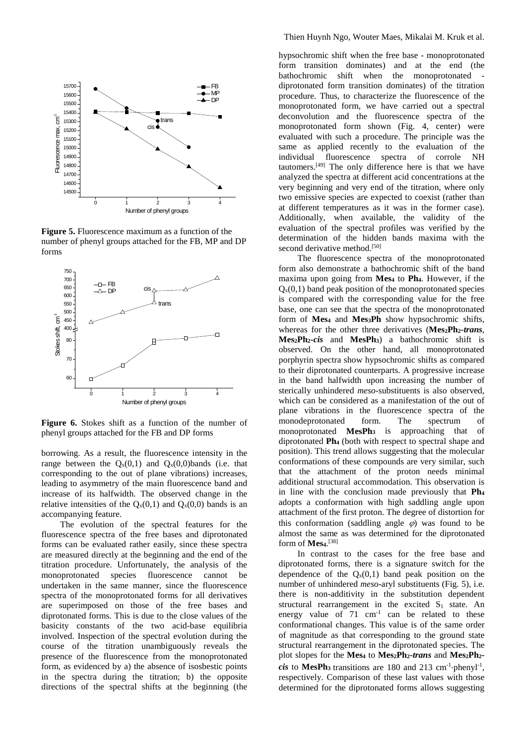**Figure 5.** Fluorescence maximum as a function of the number of phenyl groups attached for the FB, MP and DP forms

**Figure 6.** Stokes shift as a function of the number of phenyl groups attached for the FB and DP forms

borrowing. As a result, the fluorescence intensity in the range between the $Q_x(0,1)$ and $Q_x(0,0)$bands (i.e. that corresponding to the out of plane vibrations) increases, leading to asymmetry of the main fluorescence band and increase of its halfwidth. The observed change in the relative intensities of the $Q_x(0,1)$ and $Q_x(0,0)$ bands is an accompanying feature.

The evolution of the spectral features for the fluorescence spectra of the free bases and diprotonated forms can be evaluated rather easily, since these spectra are measured directly at the beginning and the end of the titration procedure. Unfortunately, the analysis of the monoprotonated species fluorescence cannot be undertaken in the same manner, since the fluorescence spectra of the monoprotonated forms for all derivatives are superimposed on those of the free bases and diprotonated forms. This is due to the close values of the basicity constants of the two acid-base equilibria involved. Inspection of the spectral evolution during the course of the titration unambiguously reveals the presence of the fluorescence from the monoprotonated form, as evidenced by a) the absence of isosbestic points in the spectra during the titration; b) the opposite directions of the spectral shifts at the beginning (the hypsochromic shift when the free base - monoprotonated form transition dominates) and at the end (the bathochromic shift when the monoprotonated - diprotonated form transition dominates) of the titration procedure. Thus, to characterize the fluorescence of the monoprotonated form, we have carried out a spectral deconvolution and the fluorescence spectra of the monoprotonated form shown (Fig. 4, center) were evaluated with such a procedure. The principle was the same as applied recently to the evaluation of the individual fluorescence spectra of corrole NH tautomers.[49] The only difference here is that we have analyzed the spectra at different acid concentrations at the very beginning and very end of the titration, where only two emissive species are expected to coexist (rather than at different temperatures as it was in the former case). Additionally, when available, the validity of the evaluation of the spectral profiles was verified by the determination of the hidden bands maxima with the second derivative method.[50]

The fluorescence spectra of the monoprotonated form also demonstrate a bathochromic shift of the band maxima upon going from $\mathbf{Mes_4}$ to $\mathbf{Ph_4}$. However, if the $Q_x(0,1)$ band peak position of the monoprotonated species is compared with the corresponding value for the free base, one can see that the spectra of the monoprotonated form of $\mathbf{Mes_4}$ and $\mathbf{Mes_3Ph}$ show hypsochromic shifts, whereas for the other three derivatives ($\mathbf{Mes_2Ph_2}$-***trans***, $\mathbf{Mes_2Ph_2}$-***cis*** and $\mathbf{MesPh_3}$) a bathochromic shift is observed. On the other hand, all monoprotonated porphyrin spectra show hypsochromic shifts as compared to their diprotonated counterparts. A progressive increase in the band halfwidth upon increasing the number of sterically unhindered *meso*-substituents is also observed, which can be considered as a manifestation of the out of plane vibrations in the fluorescence spectra of the monodeprotonated form. The spectrum of monoprotonated $\mathbf{MesPh_3}$ is approaching that of diprotonated $\mathbf{Ph_4}$ (both with respect to spectral shape and position). This trend allows suggesting that the molecular conformations of these compounds are very similar, such that the attachment of the proton needs minimal additional structural accommodation. This observation is in line with the conclusion made previously that $\mathbf{Ph_4}$ adopts a conformation with high saddling angle upon attachment of the first proton. The degree of distortion for this conformation (saddling angle $\varphi$) was found to be almost the same as was determined for the diprotonated form of $\mathbf{Mes_4}$.[38]

In contrast to the cases for the free base and diprotonated forms, there is a signature switch for the dependence of the $Q_x(0,1)$ band peak position on the number of unhindered *meso*-aryl substituents (Fig. 5), i.e. there is non-additivity in the substitution dependent structural rearrangement in the excited $S_1$ state. An energy value of 71 $cm^{-1}$ can be related to these conformational changes. This value is of the same order of magnitude as that corresponding to the ground state structural rearrangement in the diprotonated species. The plot slopes for the $\mathbf{Mes_4}$ to $\mathbf{Mes_2Ph_2}$-***trans*** and $\mathbf{Mes_2Ph_2}$-***cis*** to $\mathbf{MesPh_3}$ transitions are 180 and 213 $cm^{-1}\cdot phenyl^{-1}$, respectively. Comparison of these last values with those determined for the diprotonated forms allows suggesting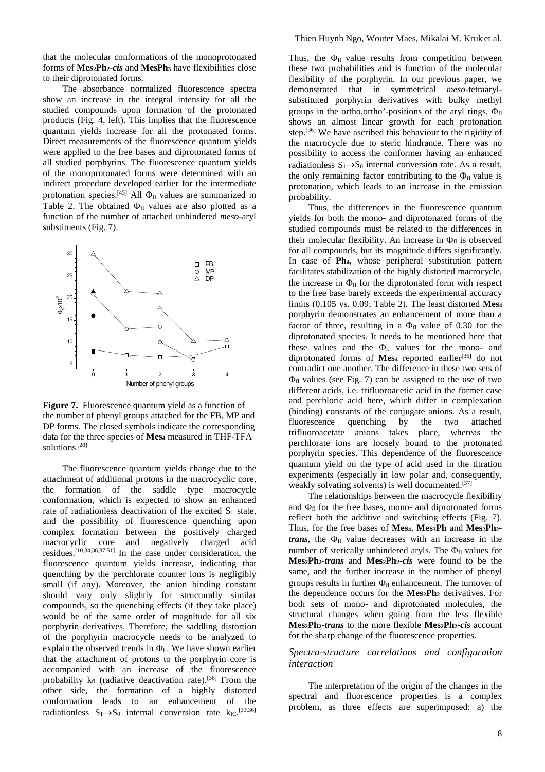that the molecular conformations of the monoprotonated forms of **Mes$_2$Ph$_2$-*cis*** and **MesPh$_3$** have flexibilities close to their diprotonated forms.

The absorbance normalized fluorescence spectra show an increase in the integral intensity for all the studied compounds upon formation of the protonated products (Fig. 4, left). This implies that the fluorescence quantum yields increase for all the protonated forms. Direct measurements of the fluorescence quantum yields were applied to the free bases and diprotonated forms of all studied porphyrins. The fluorescence quantum yields of the monoprotonated forms were determined with an indirect procedure developed earlier for the intermediate protonation species.[45] All $\Phi_{fl}$ values are summarized in Table 2. The obtained $\Phi_{fl}$ values are also plotted as a function of the number of attached unhindered *meso*-aryl substituents (Fig. 7).

**Figure 7.** Fluorescence quantum yield as a function of the number of phenyl groups attached for the FB, MP and DP forms. The closed symbols indicate the corresponding data for the three species of **Mes$_4$** measured in THF-TFA solutions [28]

The fluorescence quantum yields change due to the attachment of additional protons in the macrocyclic core, the formation of the saddle type macrocycle conformation, which is expected to show an enhanced rate of radiationless deactivation of the excited $S_1$ state, and the possibility of fluorescence quenching upon complex formation between the positively charged macrocyclic core and negatively charged acid residues.[10,34,36,37,51] In the case under consideration, the fluorescence quantum yields increase, indicating that quenching by the perchlorate counter ions is negligibly small (if any). Moreover, the anion binding constant should vary only slightly for structurally similar compounds, so the quenching effects (if they take place) would be of the same order of magnitude for all six porphyrin derivatives. Therefore, the saddling distortion of the porphyrin macrocycle needs to be analyzed to explain the observed trends in $\Phi_{fl}$. We have shown earlier that the attachment of protons to the porphyrin core is accompanied with an increase of the fluorescence probability $k_{fl}$ (radiative deactivation rate).[36] From the other side, the formation of a highly distorted conformation leads to an enhancement of the radiationless $S_1 \rightarrow S_0$ internal conversion rate $k_{IC}$.[33,36] Thus, the $\Phi_{fl}$ value results from competition between these two probabilities and is function of the molecular flexibility of the porphyrin. In our previous paper, we demonstrated that in symmetrical *meso*-tetraaryl-substituted porphyrin derivatives with bulky methyl groups in the ortho,ortho'-positions of the aryl rings, $\Phi_{fl}$ shows an almost linear growth for each protonation step.[36] We have ascribed this behaviour to the rigidity of the macrocycle due to steric hindrance. There was no possibility to access the conformer having an enhanced radiationless $S_1 \rightarrow S_0$ internal conversion rate. As a result, the only remaining factor contributing to the $\Phi_{fl}$ value is protonation, which leads to an increase in the emission probability.

Thus, the differences in the fluorescence quantum yields for both the mono- and diprotonated forms of the studied compounds must be related to the differences in their molecular flexibility. An increase in $\Phi_{fl}$ is observed for all compounds, but its magnitude differs significantly. In case of **Ph$_4$**, whose peripheral substitution pattern facilitates stabilization of the highly distorted macrocycle, the increase in $\Phi_{fl}$ for the diprotonated form with respect to the free base barely exceeds the experimental accuracy limits (0.105 vs. 0.09; Table 2). The least distorted **Mes$_4$** porphyrin demonstrates an enhancement of more than a factor of three, resulting in a $\Phi_{fl}$ value of 0.30 for the diprotonated species. It needs to be mentioned here that these values and the $\Phi_{fl}$ values for the mono- and diprotonated forms of **Mes$_4$** reported earlier[36] do not contradict one another. The difference in these two sets of $\Phi_{fl}$ values (see Fig. 7) can be assigned to the use of two different acids, i.e. trifluoroacetic acid in the former case and perchloric acid here, which differ in complexation (binding) constants of the conjugate anions. As a result, fluorescence quenching by the two attached trifluoroacetate anions takes place, whereas the perchlorate ions are loosely bound to the protonated porphyrin species. This dependence of the fluorescence quantum yield on the type of acid used in the titration experiments (especially in low polar and, consequently, weakly solvating solvents) is well documented.[37]

The relationships between the macrocycle flexibility and $\Phi_{fl}$ for the free bases, mono- and diprotonated forms reflect both the additive and switching effects (Fig. 7). Thus, for the free bases of **Mes$_4$**, **Mes$_3$Ph** and **Mes$_2$Ph$_2$-*trans***, the $\Phi_{fl}$ value decreases with an increase in the number of sterically unhindered aryls. The $\Phi_{fl}$ values for **Mes$_2$Ph$_2$-*trans*** and **Mes$_2$Ph$_2$-*cis*** were found to be the same, and the further increase in the number of phenyl groups results in further $\Phi_{fl}$ enhancement. The turnover of the dependence occurs for the **Mes$_2$Ph$_2$** derivatives. For both sets of mono- and diprotonated molecules, the structural changes when going from the less flexible **Mes$_2$Ph$_2$-*trans*** to the more flexible **Mes$_2$Ph$_2$-*cis*** account for the sharp change of the fluorescence properties.

### *Spectra-structure correlations and configuration interaction*

The interpretation of the origin of the changes in the spectral and fluorescence properties is a complex problem, as three effects are superimposed: a) the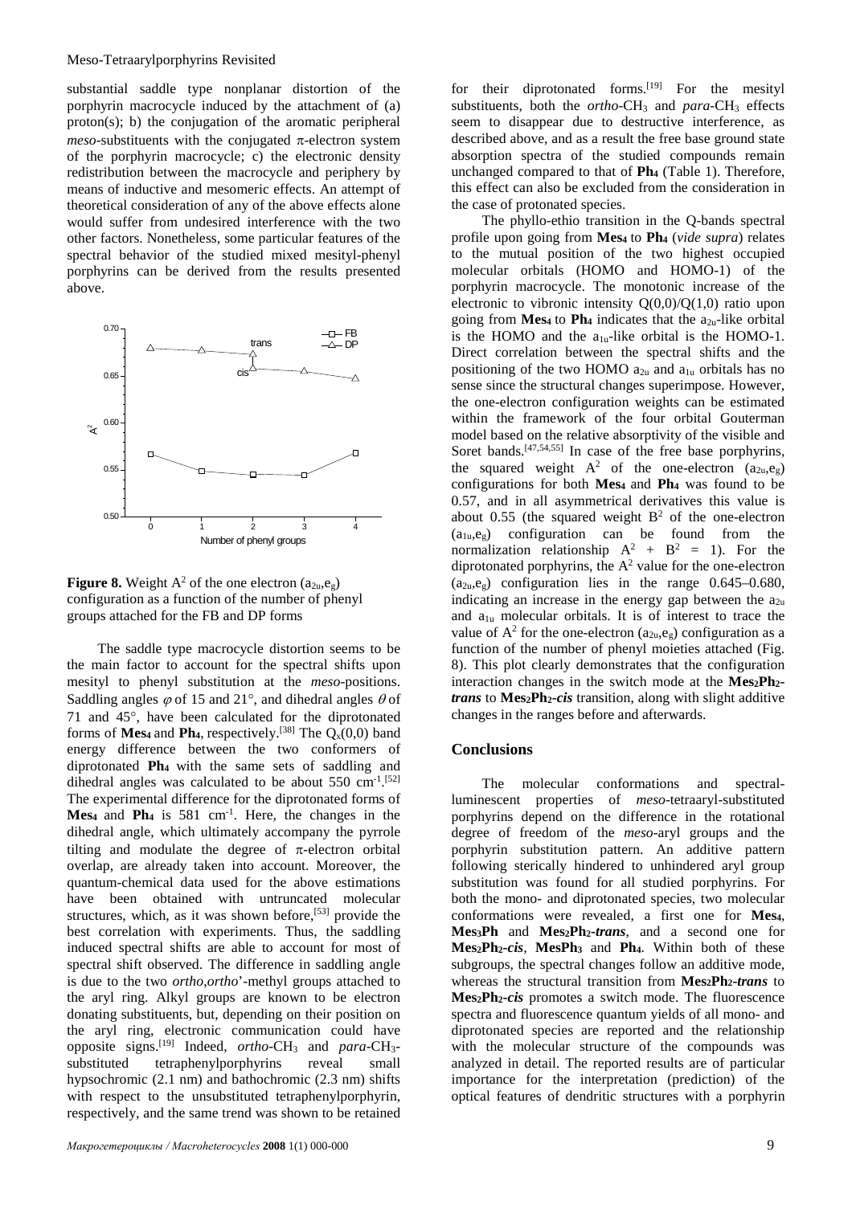substantial saddle type nonplanar distortion of the porphyrin macrocycle induced by the attachment of (a) proton(s); b) the conjugation of the aromatic peripheral *meso*-substituents with the conjugated π-electron system of the porphyrin macrocycle; c) the electronic density redistribution between the macrocycle and periphery by means of inductive and mesomeric effects. An attempt of theoretical consideration of any of the above effects alone would suffer from undesired interference with the two other factors. Nonetheless, some particular features of the spectral behavior of the studied mixed mesityl-phenyl porphyrins can be derived from the results presented above.

**Figure 8.** Weight $A^2$ of the one electron $(a_{2u},e_g)$ configuration as a function of the number of phenyl groups attached for the FB and DP forms

The saddle type macrocycle distortion seems to be the main factor to account for the spectral shifts upon mesityl to phenyl substitution at the *meso*-positions. Saddling angles $\varphi$ of 15 and 21°, and dihedral angles $\theta$ of 71 and 45°, have been calculated for the diprotonated forms of **Mes₄** and **Ph₄**, respectively.[38] The $Q_x(0,0)$ band energy difference between the two conformers of diprotonated **Ph₄** with the same sets of saddling and dihedral angles was calculated to be about 550 cm$^{-1}$.[52] The experimental difference for the diprotonated forms of **Mes₄** and **Ph₄** is 581 cm$^{-1}$. Here, the changes in the dihedral angle, which ultimately accompany the pyrrole tilting and modulate the degree of π-electron orbital overlap, are already taken into account. Moreover, the quantum-chemical data used for the above estimations have been obtained with untruncated molecular structures, which, as it was shown before,[53] provide the best correlation with experiments. Thus, the saddling induced spectral shifts are able to account for most of spectral shift observed. The difference in saddling angle is due to the two *ortho,ortho*'-methyl groups attached to the aryl ring. Alkyl groups are known to be electron donating substituents, but, depending on their position on the aryl ring, electronic communication could have opposite signs.[19] Indeed, *ortho*-$CH_3$ and *para*-$CH_3$-substituted tetraphenylporphyrins reveal small hypsochromic (2.1 nm) and bathochromic (2.3 nm) shifts with respect to the unsubstituted tetraphenylporphyrin, respectively, and the same trend was shown to be retained for their diprotonated forms.[19] For the mesityl substituents, both the *ortho*-$CH_3$ and *para*-$CH_3$ effects seem to disappear due to destructive interference, as described above, and as a result the free base ground state absorption spectra of the studied compounds remain unchanged compared to that of **Ph₄** (Table 1). Therefore, this effect can also be excluded from the consideration in the case of protonated species.

The phyllo-ethio transition in the Q-bands spectral profile upon going from **Mes₄** to **Ph₄** (*vide supra*) relates to the mutual position of the two highest occupied molecular orbitals (HOMO and HOMO-1) of the porphyrin macrocycle. The monotonic increase of the electronic to vibronic intensity Q(0,0)/Q(1,0) ratio upon going from **Mes₄** to **Ph₄** indicates that the $a_{2u}$-like orbital is the HOMO and the $a_{1u}$-like orbital is the HOMO-1. Direct correlation between the spectral shifts and the positioning of the two HOMO $a_{2u}$ and $a_{1u}$ orbitals has no sense since the structural changes superimpose. However, the one-electron configuration weights can be estimated within the framework of the four orbital Gouterman model based on the relative absorptivity of the visible and Soret bands.[47,54,55] In case of the free base porphyrins, the squared weight $A^2$ of the one-electron $(a_{2u},e_g)$ configurations for both **Mes₄** and **Ph₄** was found to be 0.57, and in all asymmetrical derivatives this value is about 0.55 (the squared weight $B^2$ of the one-electron $(a_{1u},e_g)$ configuration can be found from the normalization relationship $A^2 + B^2 = 1$). For the diprotonated porphyrins, the $A^2$ value for the one-electron $(a_{2u},e_g)$ configuration lies in the range 0.645–0.680, indicating an increase in the energy gap between the $a_{2u}$ and $a_{1u}$ molecular orbitals. It is of interest to trace the value of $A^2$ for the one-electron $(a_{2u},e_g)$ configuration as a function of the number of phenyl moieties attached (Fig. 8). This plot clearly demonstrates that the configuration interaction changes in the switch mode at the ***Mes₂Ph₂-trans*** to ***Mes₂Ph₂-cis*** transition, along with slight additive changes in the ranges before and afterwards.

## Conclusions

The molecular conformations and spectral-luminescent properties of *meso*-tetraaryl-substituted porphyrins depend on the difference in the rotational degree of freedom of the *meso*-aryl groups and the porphyrin substitution pattern. An additive pattern following sterically hindered to unhindered aryl group substitution was found for all studied porphyrins. For both the mono- and diprotonated species, two molecular conformations were revealed, a first one for **Mes₄**, **Mes₃Ph** and ***Mes₂Ph₂-trans***, and a second one for ***Mes₂Ph₂-cis***, **MesPh₃** and **Ph₄**. Within both of these subgroups, the spectral changes follow an additive mode, whereas the structural transition from ***Mes₂Ph₂-trans*** to ***Mes₂Ph₂-cis*** promotes a switch mode. The fluorescence spectra and fluorescence quantum yields of all mono- and diprotonated species are reported and the relationship with the molecular structure of the compounds was analyzed in detail. The reported results are of particular importance for the interpretation (prediction) of the optical features of dendritic structures with a porphyrin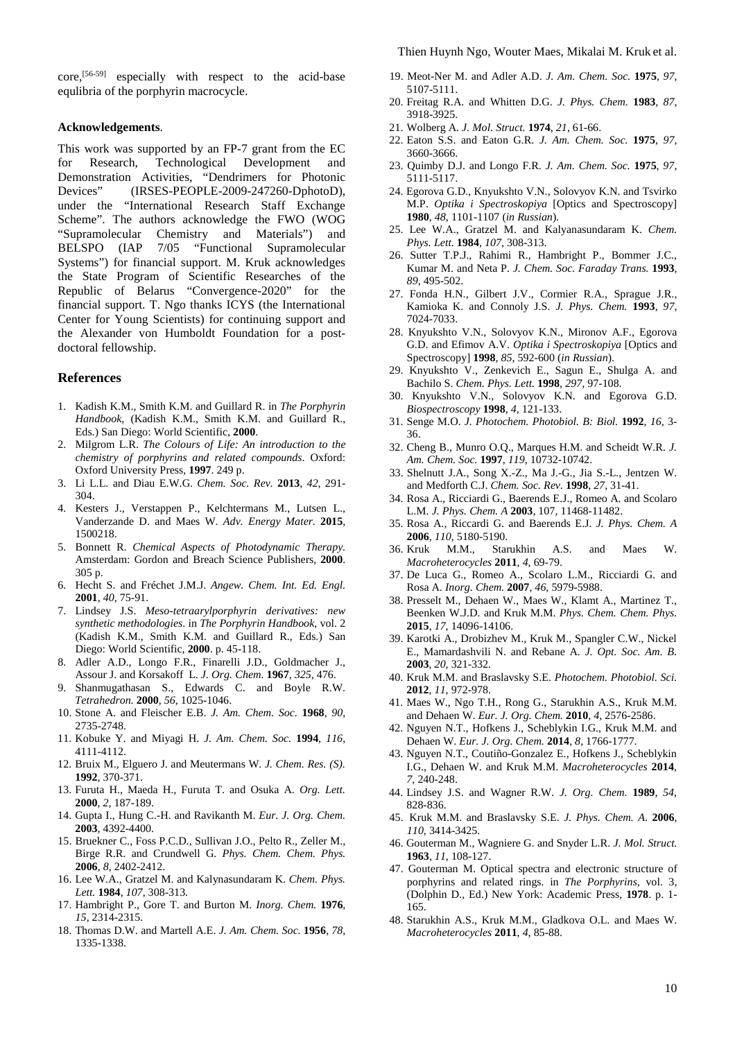core,[56-59] especially with respect to the acid-base equlibria of the porphyrin macrocycle.

**Acknowledgements**.

This work was supported by an FP-7 grant from the EC for Research, Technological Development and Demonstration Activities, "Dendrimers for Photonic Devices" (IRSES-PEOPLE-2009-247260-DphotoD), under the "International Research Staff Exchange Scheme". The authors acknowledge the FWO (WOG "Supramolecular Chemistry and Materials") and BELSPO (IAP 7/05 "Functional Supramolecular Systems") for financial support. M. Kruk acknowledges the State Program of Scientific Researches of the Republic of Belarus "Convergence-2020" for the financial support. T. Ngo thanks ICYS (the International Center for Young Scientists) for continuing support and the Alexander von Humboldt Foundation for a post-doctoral fellowship.

## References

1. Kadish K.M., Smith K.M. and Guillard R. in *The Porphyrin Handbook*, (Kadish K.M., Smith K.M. and Guillard R., Eds.) San Diego: World Scientific, **2000**.
2. Milgrom L.R. *The Colours of Life: An introduction to the chemistry of porphyrins and related compounds*. Oxford: Oxford University Press, **1997**. 249 p.
3. Li L.L. and Diau E.W.G. *Chem. Soc. Rev.* **2013**, *42*, 291-304.
4. Kesters J., Verstappen P., Kelchtermans M., Lutsen L., Vanderzande D. and Maes W. *Adv. Energy Mater.* **2015**, 1500218.
5. Bonnett R. *Chemical Aspects of Photodynamic Therapy.* Amsterdam: Gordon and Breach Science Publishers, **2000**. 305 p.
6. Hecht S. and Fréchet J.M.J. *Angew. Chem. Int. Ed. Engl.* **2001**, *40*, 75-91.
7. Lindsey J.S. *Meso-tetraarylporphyrin derivatives: new synthetic methodologies*. in *The Porphyrin Handbook*, vol. 2 (Kadish K.M., Smith K.M. and Guillard R., Eds.) San Diego: World Scientific, **2000**. p. 45-118.
8. Adler A.D., Longo F.R., Finarelli J.D., Goldmacher J., Assour J. and Korsakoff L. *J. Org. Chem.* **1967**, *325*, 476.
9. Shanmugathasan S., Edwards C. and Boyle R.W. *Tetrahedron.* **2000**, *56*, 1025-1046.
10. Stone A. and Fleischer E.B. *J. Am. Chem. Soc.* **1968**, *90*, 2735-2748.
11. Kobuke Y. and Miyagi H. *J. Am. Chem. Soc.* **1994**, *116*, 4111-4112.
12. Bruix M., Elguero J. and Meutermans W. *J. Chem. Res. (S).* **1992**, 370-371.
13. Furuta H., Maeda H., Furuta T. and Osuka A. *Org. Lett.* **2000**, *2*, 187-189.
14. Gupta I., Hung C.-H. and Ravikanth M. *Eur. J. Org. Chem.* **2003**, 4392-4400.
15. Bruekner C., Foss P.C.D., Sullivan J.O., Pelto R., Zeller M., Birge R.R. and Crundwell G. *Phys. Chem. Chem. Phys.* **2006**, *8*, 2402-2412.
16. Lee W.A., Gratzel M. and Kalynasundaram K. *Chem. Phys. Lett.* **1984**, *107*, 308-313.
17. Hambright P., Gore T. and Burton M. *Inorg. Chem.* **1976**, *15*, 2314-2315.
18. Thomas D.W. and Martell A.E. *J. Am. Chem. Soc.* **1956**, *78*, 1335-1338.
19. Meot-Ner M. and Adler A.D. *J. Am. Chem. Soc.* **1975**, *97*, 5107-5111.
20. Freitag R.A. and Whitten D.G. *J. Phys. Chem.* **1983**, *87*, 3918-3925.
21. Wolberg A. *J. Mol. Struct.* **1974**, *21*, 61-66.
22. Eaton S.S. and Eaton G.R. *J. Am. Chem. Soc.* **1975**, *97*, 3660-3666.
23. Quimby D.J. and Longo F.R. *J. Am. Chem. Soc.* **1975**, *97*, 5111-5117.
24. Egorova G.D., Knyukshto V.N., Solovyov K.N. and Tsvirko M.P. *Optika i Spectroskopiya* [Optics and Spectroscopy] **1980**, *48*, 1101-1107 (*in Russian*).
25. Lee W.A., Gratzel M. and Kalyanasundaram K. *Chem. Phys. Lett.* **1984**, *107*, 308-313.
26. Sutter T.P.J., Rahimi R., Hambright P., Bommer J.C., Kumar M. and Neta P. *J. Chem. Soc. Faraday Trans.* **1993**, *89*, 495-502.
27. Fonda H.N., Gilbert J.V., Cormier R.A., Sprague J.R., Kamioka K. and Connoly J.S. *J. Phys. Chem.* **1993**, *97*, 7024-7033.
28. Knyukshto V.N., Solovyov K.N., Mironov A.F., Egorova G.D. and Efimov A.V. *Optika i Spectroskopiya* [Optics and Spectroscopy] **1998**, *85*, 592-600 (*in Russian*).
29. Knyukshto V., Zenkevich E., Sagun E., Shulga A. and Bachilo S. *Chem. Phys. Lett.* **1998**, *297*, 97-108.
30. Knyukshto V.N., Solovyov K.N. and Egorova G.D. *Biospectroscopy* **1998**, *4*, 121-133.
31. Senge M.O. *J. Photochem. Photobiol. B: Biol.* **1992**, *16*, 3-36.
32. Cheng B., Munro O.Q., Marques H.M. and Scheidt W.R. *J. Am. Chem. Soc.* **1997**, *119*, 10732-10742.
33. Shelnutt J.A., Song X.-Z., Ma J.-G., Jia S.-L., Jentzen W. and Medforth C.J. *Chem. Soc. Rev.* **1998**, *27*, 31-41.
34. Rosa A., Ricciardi G., Baerends E.J., Romeo A. and Scolaro L.M. *J. Phys. Chem. A* **2003**, 107, 11468-11482.
35. Rosa A., Riccardi G. and Baerends E.J. *J. Phys. Chem. A* **2006**, *110*, 5180-5190.
36. Kruk M.M., Starukhin A.S. and Maes W. *Macroheterocycles* **2011**, *4*, 69-79.
37. De Luca G., Romeo A., Scolaro L.M., Ricciardi G. and Rosa A. *Inorg. Chem.* **2007**, *46*, 5979-5988.
38. Presselt M., Dehaen W., Maes W., Klamt A., Martinez T., Beenken W.J.D. and Kruk M.M. *Phys. Chem. Chem. Phys.* **2015**, *17*, 14096-14106.
39. Karotki A., Drobizhev M., Kruk M., Spangler C.W., Nickel E., Mamardashvili N. and Rebane A. *J. Opt. Soc. Am. B.* **2003**, *20*, 321-332.
40. Kruk M.M. and Braslavsky S.E. *Photochem. Photobiol. Sci.* **2012**, *11*, 972-978.
41. Maes W., Ngo T.H., Rong G., Starukhin A.S., Kruk M.M. and Dehaen W. *Eur. J. Org. Chem.* **2010**, *4*, 2576-2586.
42. Nguyen N.T., Hofkens J., Scheblykin I.G., Kruk M.M. and Dehaen W. *Eur. J. Org. Chem.* **2014**, *8*, 1766-1777.
43. Nguyen N.T., Coutiño-Gonzalez E., Hofkens J., Scheblykin I.G., Dehaen W. and Kruk M.M. *Macroheterocycles* **2014**, *7*, 240-248.
44. Lindsey J.S. and Wagner R.W. *J. Org. Chem.* **1989**, *54*, 828-836.
45. Kruk M.M. and Braslavsky S.E. *J. Phys. Chem. A.* **2006**, *110*, 3414-3425.
46. Gouterman M., Wagniere G. and Snyder L.R. *J. Mol. Struct.* **1963**, *11*, 108-127.
47. Gouterman M. Optical spectra and electronic structure of porphyrins and related rings. in *The Porphyrins*, vol. 3, (Dolphin D., Ed.) New York: Academic Press, **1978**. p. 1-165.
48. Starukhin A.S., Kruk M.M., Gladkova O.L. and Maes W. *Macroheterocycles* **2011**, *4*, 85-88.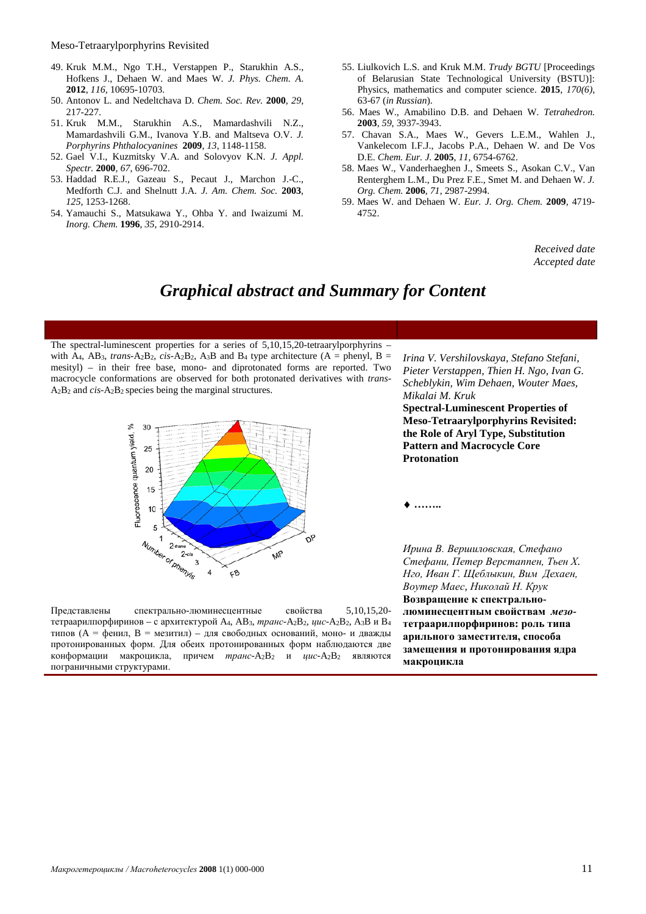49. Kruk M.M., Ngo T.H., Verstappen P., Starukhin A.S., Hofkens J., Dehaen W. and Maes W. *J. Phys. Chem. A.* **2012**, *116*, 10695-10703.
50. Antonov L. and Nedeltchava D. *Chem. Soc. Rev.* **2000**, *29*, 217-227.
51. Kruk M.M., Starukhin A.S., Mamardashvili N.Z., Mamardashvili G.M., Ivanova Y.B. and Maltseva O.V. *J. Porphyrins Phthalocyanines* **2009**, *13*, 1148-1158.
52. Gael V.I., Kuzmitsky V.A. and Solovyov K.N. *J. Appl. Spectr.* **2000**, *67*, 696-702.
53. Haddad R.E.J., Gazeau S., Pecaut J., Marchon J.-C., Medforth C.J. and Shelnutt J.A. *J. Am. Chem. Soc.* **2003**, *125*, 1253-1268.
54. Yamauchi S., Matsukawa Y., Ohba Y. and Iwaizumi M. *Inorg. Chem.* **1996**, *35*, 2910-2914.
55. Liulkovich L.S. and Kruk M.M. *Trudy BGTU* [Proceedings of Belarusian State Technological University (BSTU)]: Physics, mathematics and computer science. **2015**, *170(6)*, 63-67 (*in Russian*).
56. Maes W., Amabilino D.B. and Dehaen W. *Tetrahedron.* **2003**, *59*, 3937-3943.
57. Chavan S.A., Maes W., Gevers L.E.M., Wahlen J., Vankelecom I.F.J., Jacobs P.A., Dehaen W. and De Vos D.E. *Chem. Eur. J.* **2005**, *11*, 6754-6762.
58. Maes W., Vanderhaeghen J., Smeets S., Asokan C.V., Van Renterghem L.M., Du Prez F.E., Smet M. and Dehaen W. *J. Org. Chem.* **2006**, *71*, 2987-2994.
59. Maes W. and Dehaen W. *Eur. J. Org. Chem.* **2009**, 4719-4752.

*Received date*
*Accepted date*

## *Graphical abstract and Summary for Content*

The spectral-luminescent properties for a series of 5,10,15,20-tetraarylporphyrins – with $A_4$, $AB_3$, *trans*-$A_2B_2$, *cis*-$A_2B_2$, $A_3B$ and $B_4$ type architecture (A = phenyl, B = mesityl) – in their free base, mono- and diprotonated forms are reported. Two macrocycle conformations are observed for both protonated derivatives with *trans*-$A_2B_2$ and *cis*-$A_2B_2$ species being the marginal structures.

Fluorescence quantum yield, %
30
25
20
15
10
5
1
2-trans
2-cis
3
4
Number of phenyls
FB
MP
DP

Представлены спектрально-люминесцентные свойства 5,10,15,20-тетраарилпорфиринов – с архитектурой $A_4$, $AB_3$, *транс*-$A_2B_2$, *цис*-$A_2B_2$, $A_3B$ и $B_4$ типов (A = фенил, B = мезитил) – для свободных оснований, моно- и дважды протонированных форм. Для обеих протонированных форм наблюдаются две конформации макроцикла, причем *транс*-$A_2B_2$ и *цис*-$A_2B_2$ являются пограничными структурами.

*Irina V. Vershilovskaya, Stefano Stefani, Pieter Verstappen, Thien H. Ngo, Ivan G. Scheblykin, Wim Dehaen, Wouter Maes, Mikalai M. Kruk*

**Spectral-Luminescent Properties of Meso-Tetraarylporphyrins Revisited: the Role of Aryl Type, Substitution Pattern and Macrocycle Core Protonation**

♦ **……..**

*Ирина В. Вершиловская, Стефано Стефани, Петер Верстаппен, Тьен Х. Нго, Иван Г. Щеблыкин, Вим Дехаен, Воутер Маес, Николай Н. Крук*

**Возвращение к спектрально-люминесцентным свойствам *мезо*-тетраарилпорфиринов: роль типа арильного заместителя, способа замещения и протонирования ядра макроцикла**